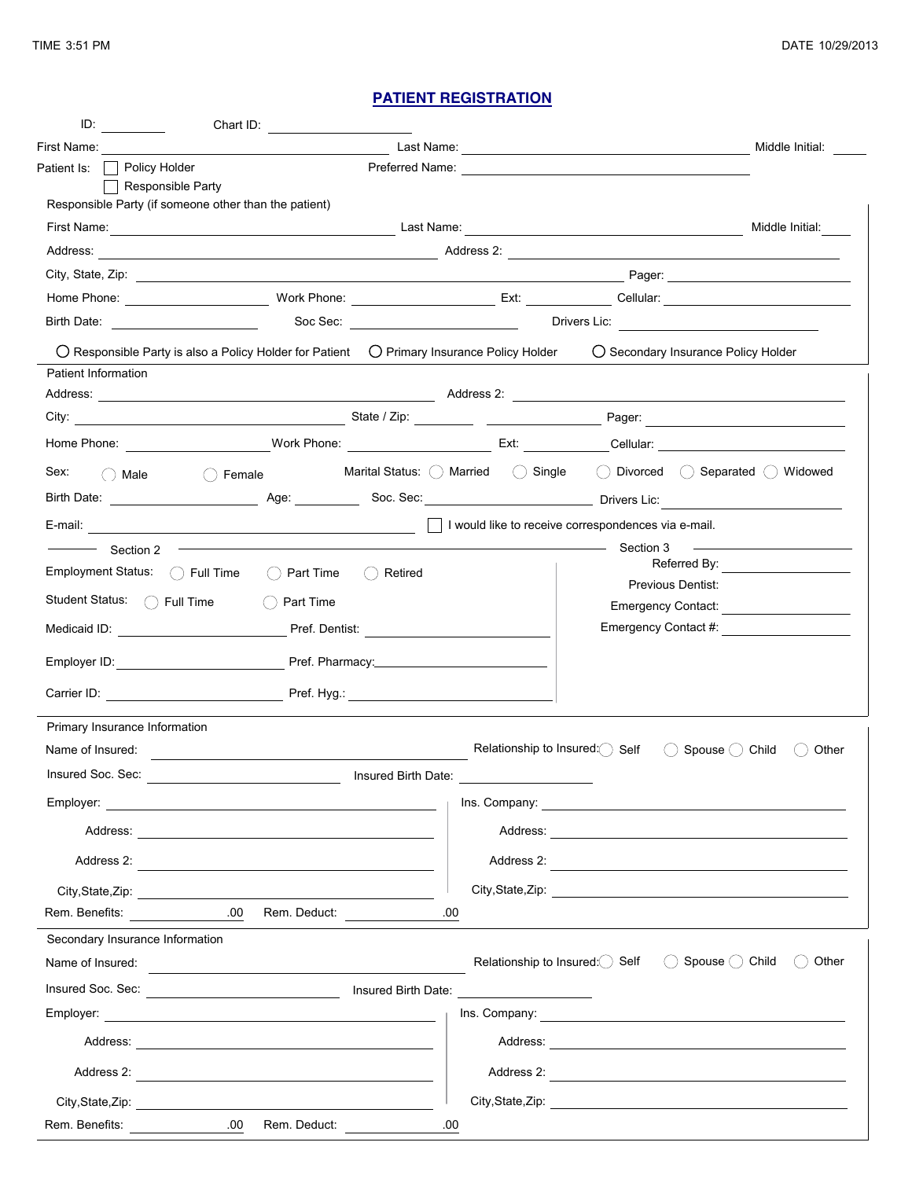TIME 3:51 PM

DATE 10/29/2013

# PATIENT REGISTRATION

ID: ________ Chart ID: ________________

First Name: ________________ Last Name: ________________ Middle Initial: ____

Patient Is: ☐ Policy Holder ☐ Responsible Party

Preferred Name: ________________

## Responsible Party (if someone other than the patient)

First Name: ________________ Last Name: ________________ Middle Initial: ____

Address: ________________ Address 2: ________________

City, State, Zip: ________________ Pager: ________________

Home Phone: ________________ Work Phone: ________________ Ext: ________ Cellular: ________________

Birth Date: ________________ Soc Sec: ________________ Drivers Lic: ________________

○ Responsible Party is also a Policy Holder for Patient ○ Primary Insurance Policy Holder ○ Secondary Insurance Policy Holder

## Patient Information

Address: ________________ Address 2: ________________

City: ________________ State / Zip: ________ ________ Pager: ________________

Home Phone: ________________ Work Phone: ________________ Ext: ________ Cellular: ________________

Sex: ○ Male ○ Female

Marital Status: ○ Married ○ Single ○ Divorced ○ Separated ○ Widowed

Birth Date: ________________ Age: ________ Soc. Sec: ________________ Drivers Lic: ________________

E-mail: ________________ ☐ I would like to receive correspondences via e-mail.

### Section 2

Employment Status: ○ Full Time ○ Part Time ○ Retired

Student Status: ○ Full Time ○ Part Time

Medicaid ID: ________________ Pref. Dentist: ________________

Employer ID: ________________ Pref. Pharmacy: ________________

Carrier ID: ________________ Pref. Hyg.: ________________

### Section 3

Referred By: ________________

Previous Dentist:

Emergency Contact: ________________

Emergency Contact #: ________________

## Primary Insurance Information

Name of Insured: ________________ Relationship to Insured: ○ Self ○ Spouse ○ Child ○ Other

Insured Soc. Sec: ________________ Insured Birth Date: ________________

Employer: ________________ Ins. Company: ________________

Address: ________________ Address: ________________

Address 2: ________________ Address 2: ________________

City,State,Zip: ________________ City,State,Zip: ________________

Rem. Benefits: ________.00 Rem. Deduct: ________.00

## Secondary Insurance Information

Name of Insured: ________________ Relationship to Insured: ○ Self ○ Spouse ○ Child ○ Other

Insured Soc. Sec: ________________ Insured Birth Date: ________________

Employer: ________________ Ins. Company: ________________

Address: ________________ Address: ________________

Address 2: ________________ Address 2: ________________

City,State,Zip: ________________ City,State,Zip: ________________

Rem. Benefits: ________.00 Rem. Deduct: ________.00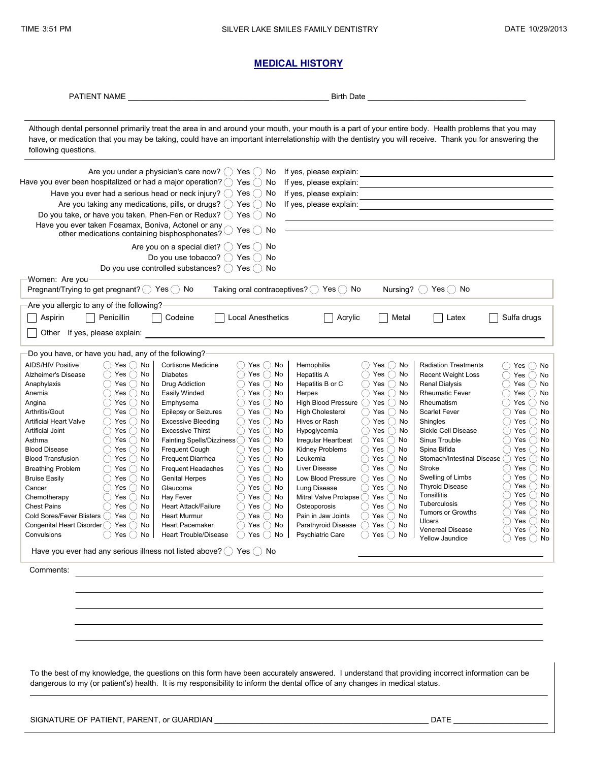TIME 3:51 PM SILVER LAKE SMILES FAMILY DENTISTRY DATE 10/29/2013

# MEDICAL HISTORY

PATIENT NAME ______________________________ Birth Date ______________________

Although dental personnel primarily treat the area in and around your mouth, your mouth is a part of your entire body. Health problems that you may have, or medication that you may be taking, could have an important interrelationship with the dentistry you will receive. Thank you for answering the following questions.

Are you under a physician's care now? ◯ Yes ◯ No If yes, please explain: ______________________

Have you ever been hospitalized or had a major operation? ◯ Yes ◯ No If yes, please explain: ______________________

Have you ever had a serious head or neck injury? ◯ Yes ◯ No If yes, please explain: ______________________

Are you taking any medications, pills, or drugs? ◯ Yes ◯ No If yes, please explain: ______________________

Do you take, or have you taken, Phen-Fen or Redux? ◯ Yes ◯ No ______________________

Have you ever taken Fosamax, Boniva, Actonel or any other medications containing bisphosphonates? ◯ Yes ◯ No ______________________

Are you on a special diet? ◯ Yes ◯ No

Do you use tobacco? ◯ Yes ◯ No

Do you use controlled substances? ◯ Yes ◯ No

**Women: Are you**

Pregnant/Trying to get pregnant? ◯ Yes ◯ No Taking oral contraceptives? ◯ Yes ◯ No Nursing? ◯ Yes ◯ No

**Are you allergic to any of the following?**

☐ Aspirin ☐ Penicillin ☐ Codeine ☐ Local Anesthetics ☐ Acrylic ☐ Metal ☐ Latex ☐ Sulfa drugs

☐ Other If yes, please explain: ______________________

**Do you have, or have you had, any of the following?**

| Condition | | Condition | | Condition | | Condition | |
|---|---|---|---|---|---|---|---|
| AIDS/HIV Positive | ◯ Yes ◯ No | Cortisone Medicine | ◯ Yes ◯ No | Hemophilia | ◯ Yes ◯ No | Radiation Treatments | ◯ Yes ◯ No |
| Alzheimer's Disease | ◯ Yes ◯ No | Diabetes | ◯ Yes ◯ No | Hepatitis A | ◯ Yes ◯ No | Recent Weight Loss | ◯ Yes ◯ No |
| Anaphylaxis | ◯ Yes ◯ No | Drug Addiction | ◯ Yes ◯ No | Hepatitis B or C | ◯ Yes ◯ No | Renal Dialysis | ◯ Yes ◯ No |
| Anemia | ◯ Yes ◯ No | Easily Winded | ◯ Yes ◯ No | Herpes | ◯ Yes ◯ No | Rheumatic Fever | ◯ Yes ◯ No |
| Angina | ◯ Yes ◯ No | Emphysema | ◯ Yes ◯ No | High Blood Pressure | ◯ Yes ◯ No | Rheumatism | ◯ Yes ◯ No |
| Arthritis/Gout | ◯ Yes ◯ No | Epilepsy or Seizures | ◯ Yes ◯ No | High Cholesterol | ◯ Yes ◯ No | Scarlet Fever | ◯ Yes ◯ No |
| Artificial Heart Valve | ◯ Yes ◯ No | Excessive Bleeding | ◯ Yes ◯ No | Hives or Rash | ◯ Yes ◯ No | Shingles | ◯ Yes ◯ No |
| Artificial Joint | ◯ Yes ◯ No | Excessive Thirst | ◯ Yes ◯ No | Hypoglycemia | ◯ Yes ◯ No | Sickle Cell Disease | ◯ Yes ◯ No |
| Asthma | ◯ Yes ◯ No | Fainting Spells/Dizziness | ◯ Yes ◯ No | Irregular Heartbeat | ◯ Yes ◯ No | Sinus Trouble | ◯ Yes ◯ No |
| Blood Disease | ◯ Yes ◯ No | Frequent Cough | ◯ Yes ◯ No | Kidney Problems | ◯ Yes ◯ No | Spina Bifida | ◯ Yes ◯ No |
| Blood Transfusion | ◯ Yes ◯ No | Frequent Diarrhea | ◯ Yes ◯ No | Leukemia | ◯ Yes ◯ No | Stomach/Intestinal Disease | ◯ Yes ◯ No |
| Breathing Problem | ◯ Yes ◯ No | Frequent Headaches | ◯ Yes ◯ No | Liver Disease | ◯ Yes ◯ No | Stroke | ◯ Yes ◯ No |
| Bruise Easily | ◯ Yes ◯ No | Genital Herpes | ◯ Yes ◯ No | Low Blood Pressure | ◯ Yes ◯ No | Swelling of Limbs | ◯ Yes ◯ No |
| Cancer | ◯ Yes ◯ No | Glaucoma | ◯ Yes ◯ No | Lung Disease | ◯ Yes ◯ No | Thyroid Disease | ◯ Yes ◯ No |
| Chemotherapy | ◯ Yes ◯ No | Hay Fever | ◯ Yes ◯ No | Mitral Valve Prolapse | ◯ Yes ◯ No | Tonsillitis | ◯ Yes ◯ No |
| Chest Pains | ◯ Yes ◯ No | Heart Attack/Failure | ◯ Yes ◯ No | Osteoporosis | ◯ Yes ◯ No | Tuberculosis | ◯ Yes ◯ No |
| Cold Sores/Fever Blisters | ◯ Yes ◯ No | Heart Murmur | ◯ Yes ◯ No | Pain in Jaw Joints | ◯ Yes ◯ No | Tumors or Growths | ◯ Yes ◯ No |
| Congenital Heart Disorder | ◯ Yes ◯ No | Heart Pacemaker | ◯ Yes ◯ No | Parathyroid Disease | ◯ Yes ◯ No | Ulcers | ◯ Yes ◯ No |
| Convulsions | ◯ Yes ◯ No | Heart Trouble/Disease | ◯ Yes ◯ No | Psychiatric Care | ◯ Yes ◯ No | Venereal Disease | ◯ Yes ◯ No |
| | | | | | | Yellow Jaundice | ◯ Yes ◯ No |

Have you ever had any serious illness not listed above? ◯ Yes ◯ No ______________________

Comments: ______________________

To the best of my knowledge, the questions on this form have been accurately answered. I understand that providing incorrect information can be dangerous to my (or patient's) health. It is my responsibility to inform the dental office of any changes in medical status.

SIGNATURE OF PATIENT, PARENT, or GUARDIAN ______________________ DATE ______________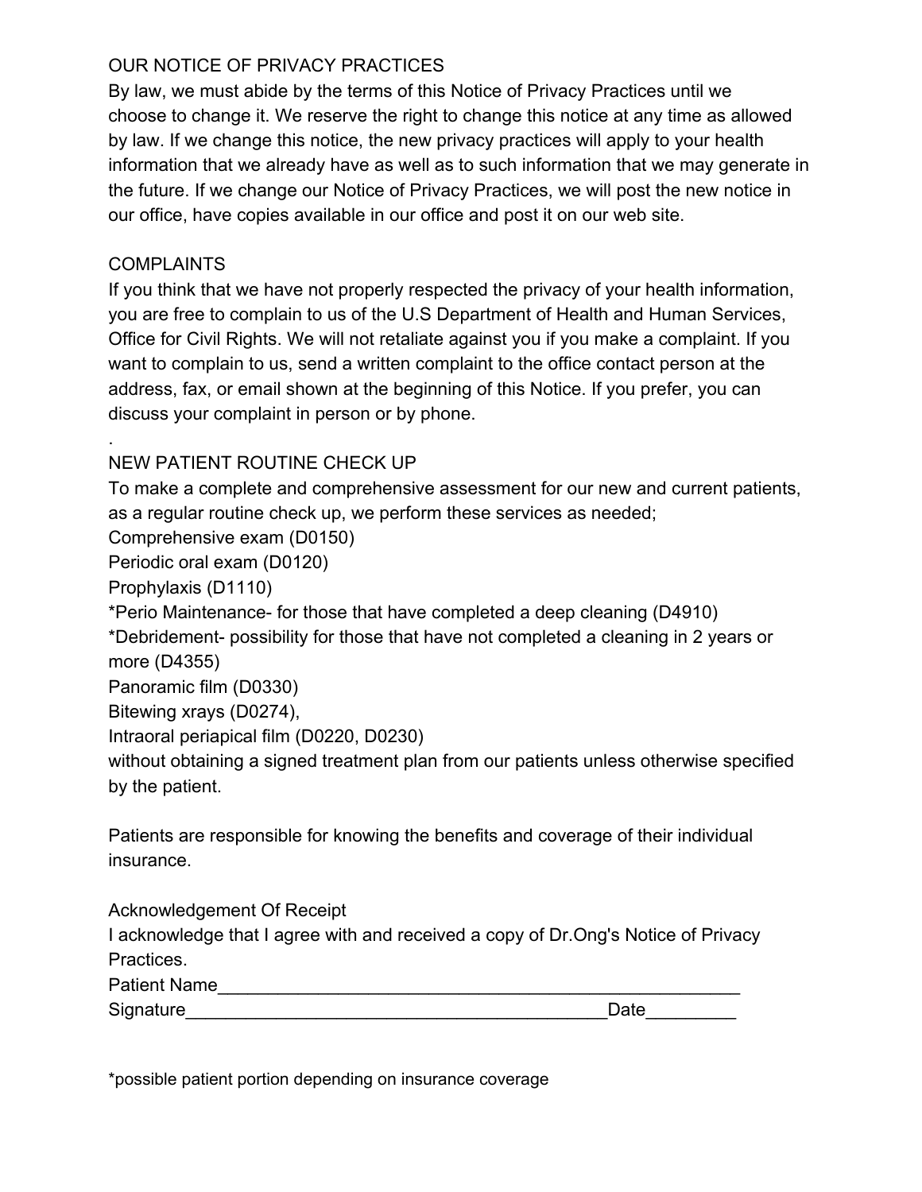## OUR NOTICE OF PRIVACY PRACTICES

By law, we must abide by the terms of this Notice of Privacy Practices until we choose to change it. We reserve the right to change this notice at any time as allowed by law. If we change this notice, the new privacy practices will apply to your health information that we already have as well as to such information that we may generate in the future. If we change our Notice of Privacy Practices, we will post the new notice in our office, have copies available in our office and post it on our web site.

## COMPLAINTS

If you think that we have not properly respected the privacy of your health information, you are free to complain to us of the U.S Department of Health and Human Services, Office for Civil Rights. We will not retaliate against you if you make a complaint. If you want to complain to us, send a written complaint to the office contact person at the address, fax, or email shown at the beginning of this Notice. If you prefer, you can discuss your complaint in person or by phone.

.

## NEW PATIENT ROUTINE CHECK UP

To make a complete and comprehensive assessment for our new and current patients, as a regular routine check up, we perform these services as needed;

Comprehensive exam (D0150)
Periodic oral exam (D0120)
Prophylaxis (D1110)
*Perio Maintenance- for those that have completed a deep cleaning (D4910)
*Debridement- possibility for those that have not completed a cleaning in 2 years or more (D4355)
Panoramic film (D0330)
Bitewing xrays (D0274),
Intraoral periapical film (D0220, D0230)
without obtaining a signed treatment plan from our patients unless otherwise specified by the patient.

Patients are responsible for knowing the benefits and coverage of their individual insurance.

Acknowledgement Of Receipt

I acknowledge that I agree with and received a copy of Dr.Ong's Notice of Privacy Practices.

Patient Name_______________________________________________________

Signature____________________________________________Date_________

*possible patient portion depending on insurance coverage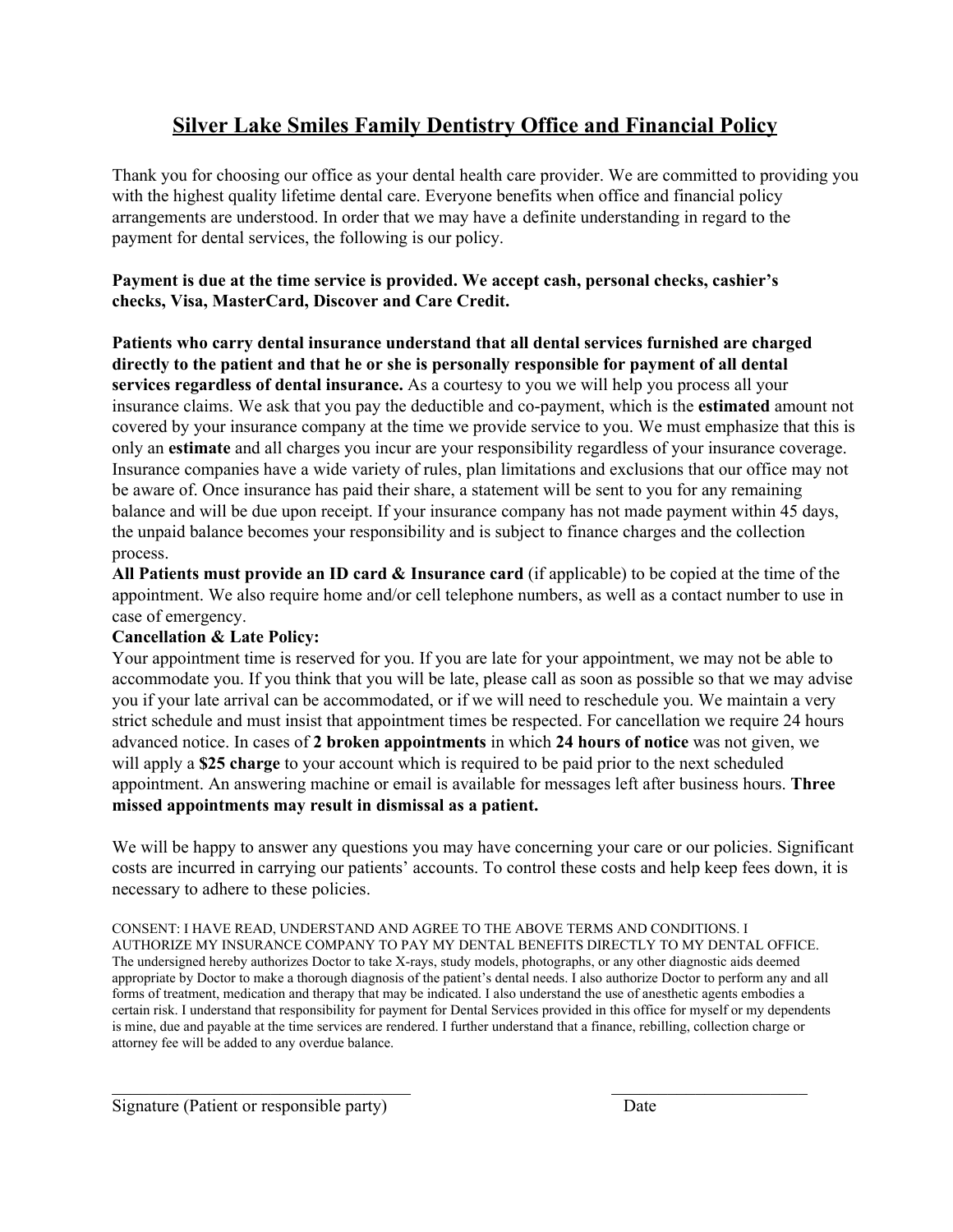# Silver Lake Smiles Family Dentistry Office and Financial Policy

Thank you for choosing our office as your dental health care provider. We are committed to providing you with the highest quality lifetime dental care. Everyone benefits when office and financial policy arrangements are understood. In order that we may have a definite understanding in regard to the payment for dental services, the following is our policy.

**Payment is due at the time service is provided. We accept cash, personal checks, cashier's checks, Visa, MasterCard, Discover and Care Credit.**

**Patients who carry dental insurance understand that all dental services furnished are charged directly to the patient and that he or she is personally responsible for payment of all dental services regardless of dental insurance.** As a courtesy to you we will help you process all your insurance claims. We ask that you pay the deductible and co-payment, which is the **estimated** amount not covered by your insurance company at the time we provide service to you. We must emphasize that this is only an **estimate** and all charges you incur are your responsibility regardless of your insurance coverage. Insurance companies have a wide variety of rules, plan limitations and exclusions that our office may not be aware of. Once insurance has paid their share, a statement will be sent to you for any remaining balance and will be due upon receipt. If your insurance company has not made payment within 45 days, the unpaid balance becomes your responsibility and is subject to finance charges and the collection process.

**All Patients must provide an ID card & Insurance card** (if applicable) to be copied at the time of the appointment. We also require home and/or cell telephone numbers, as well as a contact number to use in case of emergency.

**Cancellation & Late Policy:**

Your appointment time is reserved for you. If you are late for your appointment, we may not be able to accommodate you. If you think that you will be late, please call as soon as possible so that we may advise you if your late arrival can be accommodated, or if we will need to reschedule you. We maintain a very strict schedule and must insist that appointment times be respected. For cancellation we require 24 hours advanced notice. In cases of **2 broken appointments** in which **24 hours of notice** was not given, we will apply a **$25 charge** to your account which is required to be paid prior to the next scheduled appointment. An answering machine or email is available for messages left after business hours. **Three missed appointments may result in dismissal as a patient.**

We will be happy to answer any questions you may have concerning your care or our policies. Significant costs are incurred in carrying our patients' accounts. To control these costs and help keep fees down, it is necessary to adhere to these policies.

CONSENT: I HAVE READ, UNDERSTAND AND AGREE TO THE ABOVE TERMS AND CONDITIONS. I AUTHORIZE MY INSURANCE COMPANY TO PAY MY DENTAL BENEFITS DIRECTLY TO MY DENTAL OFFICE. The undersigned hereby authorizes Doctor to take X-rays, study models, photographs, or any other diagnostic aids deemed appropriate by Doctor to make a thorough diagnosis of the patient's dental needs. I also authorize Doctor to perform any and all forms of treatment, medication and therapy that may be indicated. I also understand the use of anesthetic agents embodies a certain risk. I understand that responsibility for payment for Dental Services provided in this office for myself or my dependents is mine, due and payable at the time services are rendered. I further understand that a finance, rebilling, collection charge or attorney fee will be added to any overdue balance.

\_\_\_\_\_\_\_\_\_\_\_\_\_\_\_\_\_\_\_\_\_\_\_\_\_\_\_\_\_\_\_\_\_\_\_\_ \_\_\_\_\_\_\_\_\_\_\_\_\_\_\_\_\_\_\_\_\_\_\_\_

Signature (Patient or responsible party) Date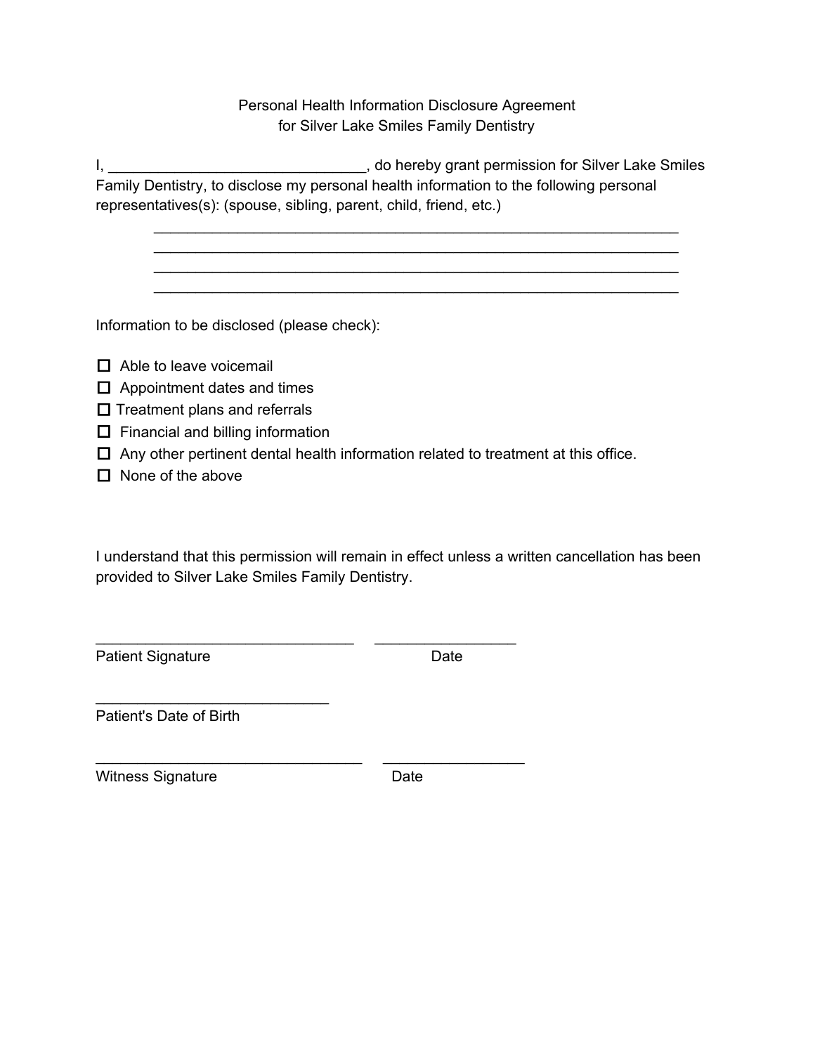Personal Health Information Disclosure Agreement
for Silver Lake Smiles Family Dentistry

I, _______________________________, do hereby grant permission for Silver Lake Smiles Family Dentistry, to disclose my personal health information to the following personal representatives(s): (spouse, sibling, parent, child, friend, etc.)

_________________________________________________________________
_________________________________________________________________
_________________________________________________________________
_________________________________________________________________

Information to be disclosed (please check):

- ☐ Able to leave voicemail
- ☐ Appointment dates and times
- ☐ Treatment plans and referrals
- ☐ Financial and billing information
- ☐ Any other pertinent dental health information related to treatment at this office.
- ☐ None of the above

I understand that this permission will remain in effect unless a written cancellation has been provided to Silver Lake Smiles Family Dentistry.

________________________________ _________________
Patient Signature Date

_____________________________
Patient's Date of Birth

_________________________________ _________________
Witness Signature Date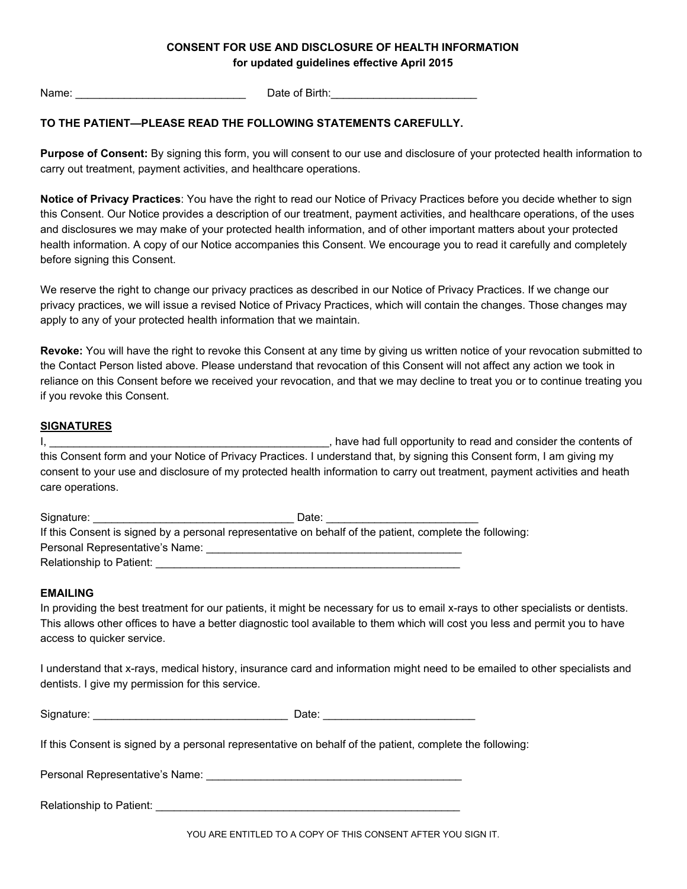**CONSENT FOR USE AND DISCLOSURE OF HEALTH INFORMATION**
**for updated guidelines effective April 2015**

Name: ____________________________ Date of Birth:________________________

**TO THE PATIENT—PLEASE READ THE FOLLOWING STATEMENTS CAREFULLY.**

**Purpose of Consent:** By signing this form, you will consent to our use and disclosure of your protected health information to carry out treatment, payment activities, and healthcare operations.

**Notice of Privacy Practices**: You have the right to read our Notice of Privacy Practices before you decide whether to sign this Consent. Our Notice provides a description of our treatment, payment activities, and healthcare operations, of the uses and disclosures we may make of your protected health information, and of other important matters about your protected health information. A copy of our Notice accompanies this Consent. We encourage you to read it carefully and completely before signing this Consent.

We reserve the right to change our privacy practices as described in our Notice of Privacy Practices. If we change our privacy practices, we will issue a revised Notice of Privacy Practices, which will contain the changes. Those changes may apply to any of your protected health information that we maintain.

**Revoke:** You will have the right to revoke this Consent at any time by giving us written notice of your revocation submitted to the Contact Person listed above. Please understand that revocation of this Consent will not affect any action we took in reliance on this Consent before we received your revocation, and that we may decline to treat you or to continue treating you if you revoke this Consent.

**SIGNATURES**

I, ________________________________________________, have had full opportunity to read and consider the contents of this Consent form and your Notice of Privacy Practices. I understand that, by signing this Consent form, I am giving my consent to your use and disclosure of my protected health information to carry out treatment, payment activities and heath care operations.

Signature: _________________________________ Date: _________________________

If this Consent is signed by a personal representative on behalf of the patient, complete the following:

Personal Representative's Name: ___________________________________________

Relationship to Patient: ___________________________________________________

**EMAILING**

In providing the best treatment for our patients, it might be necessary for us to email x-rays to other specialists or dentists. This allows other offices to have a better diagnostic tool available to them which will cost you less and permit you to have access to quicker service.

I understand that x-rays, medical history, insurance card and information might need to be emailed to other specialists and dentists. I give my permission for this service.

Signature: ________________________________ Date: _________________________

If this Consent is signed by a personal representative on behalf of the patient, complete the following:

Personal Representative's Name: ___________________________________________

Relationship to Patient: ___________________________________________________

YOU ARE ENTITLED TO A COPY OF THIS CONSENT AFTER YOU SIGN IT.